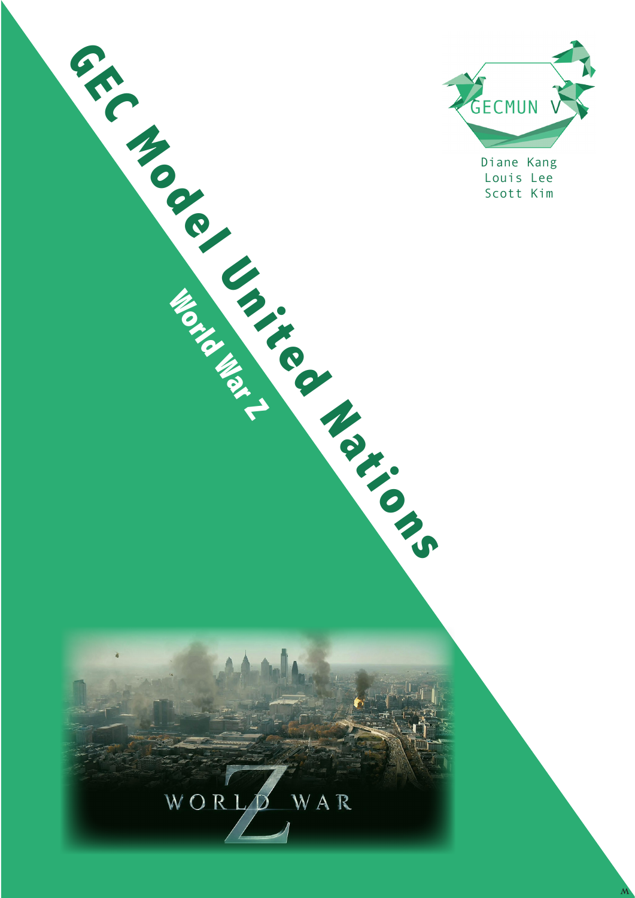# GEC Model United Nations

## World War Z

GECMUN V

Diane Kang
Louis Lee
Scott Kim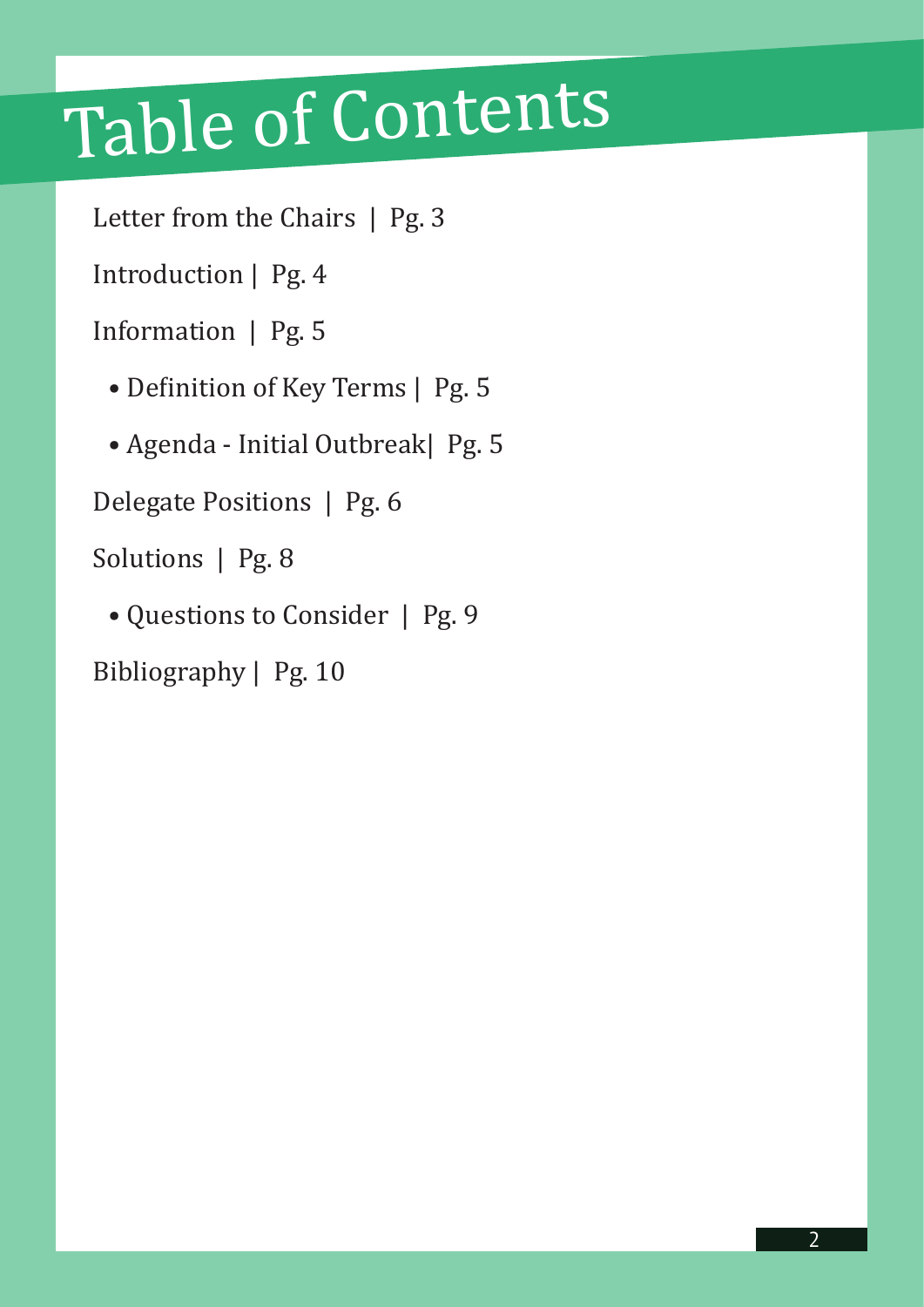# Table of Contents

Letter from the Chairs | Pg. 3

Introduction | Pg. 4

Information | Pg. 5

- Definition of Key Terms | Pg. 5
- Agenda - Initial Outbreak| Pg. 5

Delegate Positions | Pg. 6

Solutions | Pg. 8

- Questions to Consider | Pg. 9

Bibliography | Pg. 10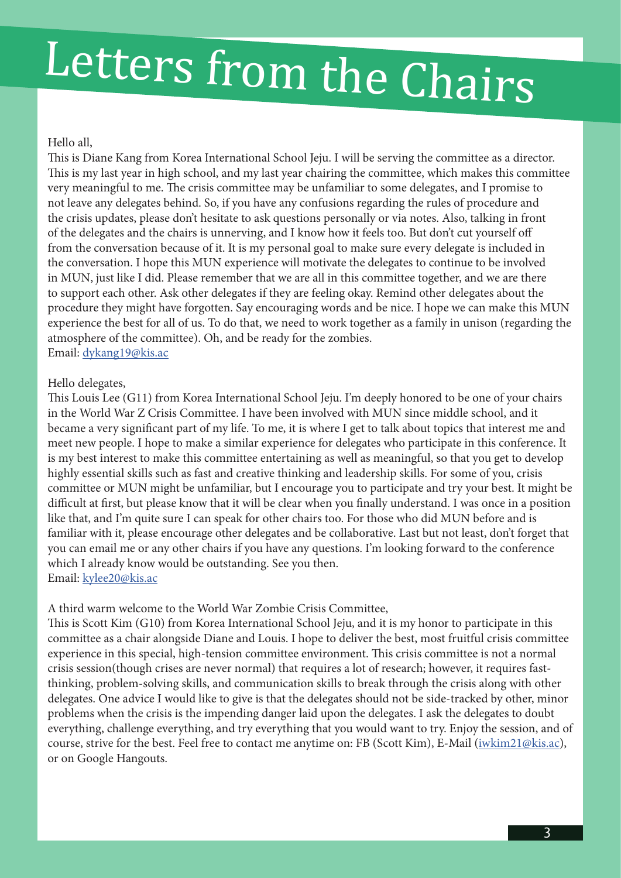# Letters from the Chairs

Hello all,

This is Diane Kang from Korea International School Jeju. I will be serving the committee as a director. This is my last year in high school, and my last year chairing the committee, which makes this committee very meaningful to me. The crisis committee may be unfamiliar to some delegates, and I promise to not leave any delegates behind. So, if you have any confusions regarding the rules of procedure and the crisis updates, please don't hesitate to ask questions personally or via notes. Also, talking in front of the delegates and the chairs is unnerving, and I know how it feels too. But don't cut yourself off from the conversation because of it. It is my personal goal to make sure every delegate is included in the conversation. I hope this MUN experience will motivate the delegates to continue to be involved in MUN, just like I did. Please remember that we are all in this committee together, and we are there to support each other. Ask other delegates if they are feeling okay. Remind other delegates about the procedure they might have forgotten. Say encouraging words and be nice. I hope we can make this MUN experience the best for all of us. To do that, we need to work together as a family in unison (regarding the atmosphere of the committee). Oh, and be ready for the zombies.

Email: dykang19@kis.ac

Hello delegates,

This Louis Lee (G11) from Korea International School Jeju. I'm deeply honored to be one of your chairs in the World War Z Crisis Committee. I have been involved with MUN since middle school, and it became a very significant part of my life. To me, it is where I get to talk about topics that interest me and meet new people. I hope to make a similar experience for delegates who participate in this conference. It is my best interest to make this committee entertaining as well as meaningful, so that you get to develop highly essential skills such as fast and creative thinking and leadership skills. For some of you, crisis committee or MUN might be unfamiliar, but I encourage you to participate and try your best. It might be difficult at first, but please know that it will be clear when you finally understand. I was once in a position like that, and I'm quite sure I can speak for other chairs too. For those who did MUN before and is familiar with it, please encourage other delegates and be collaborative. Last but not least, don't forget that you can email me or any other chairs if you have any questions. I'm looking forward to the conference which I already know would be outstanding. See you then.

Email: kylee20@kis.ac

A third warm welcome to the World War Zombie Crisis Committee,

This is Scott Kim (G10) from Korea International School Jeju, and it is my honor to participate in this committee as a chair alongside Diane and Louis. I hope to deliver the best, most fruitful crisis committee experience in this special, high-tension committee environment. This crisis committee is not a normal crisis session(though crises are never normal) that requires a lot of research; however, it requires fast-thinking, problem-solving skills, and communication skills to break through the crisis along with other delegates. One advice I would like to give is that the delegates should not be side-tracked by other, minor problems when the crisis is the impending danger laid upon the delegates. I ask the delegates to doubt everything, challenge everything, and try everything that you would want to try. Enjoy the session, and of course, strive for the best. Feel free to contact me anytime on: FB (Scott Kim), E-Mail (iwkim21@kis.ac), or on Google Hangouts.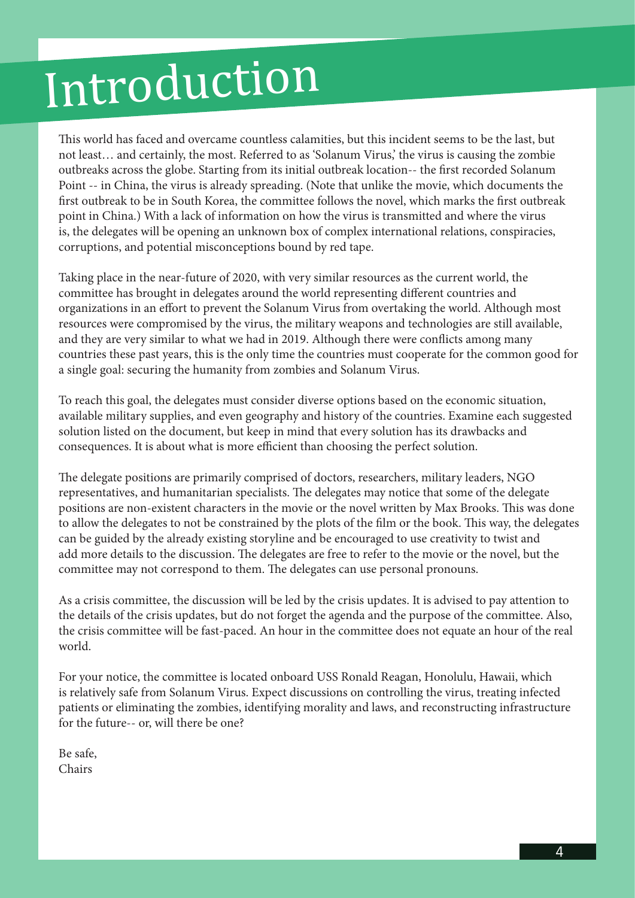# Introduction

This world has faced and overcame countless calamities, but this incident seems to be the last, but not least… and certainly, the most. Referred to as 'Solanum Virus,' the virus is causing the zombie outbreaks across the globe. Starting from its initial outbreak location-- the first recorded Solanum Point -- in China, the virus is already spreading. (Note that unlike the movie, which documents the first outbreak to be in South Korea, the committee follows the novel, which marks the first outbreak point in China.) With a lack of information on how the virus is transmitted and where the virus is, the delegates will be opening an unknown box of complex international relations, conspiracies, corruptions, and potential misconceptions bound by red tape.

Taking place in the near-future of 2020, with very similar resources as the current world, the committee has brought in delegates around the world representing different countries and organizations in an effort to prevent the Solanum Virus from overtaking the world. Although most resources were compromised by the virus, the military weapons and technologies are still available, and they are very similar to what we had in 2019. Although there were conflicts among many countries these past years, this is the only time the countries must cooperate for the common good for a single goal: securing the humanity from zombies and Solanum Virus.

To reach this goal, the delegates must consider diverse options based on the economic situation, available military supplies, and even geography and history of the countries. Examine each suggested solution listed on the document, but keep in mind that every solution has its drawbacks and consequences. It is about what is more efficient than choosing the perfect solution.

The delegate positions are primarily comprised of doctors, researchers, military leaders, NGO representatives, and humanitarian specialists. The delegates may notice that some of the delegate positions are non-existent characters in the movie or the novel written by Max Brooks. This was done to allow the delegates to not be constrained by the plots of the film or the book. This way, the delegates can be guided by the already existing storyline and be encouraged to use creativity to twist and add more details to the discussion. The delegates are free to refer to the movie or the novel, but the committee may not correspond to them. The delegates can use personal pronouns.

As a crisis committee, the discussion will be led by the crisis updates. It is advised to pay attention to the details of the crisis updates, but do not forget the agenda and the purpose of the committee. Also, the crisis committee will be fast-paced. An hour in the committee does not equate an hour of the real world.

For your notice, the committee is located onboard USS Ronald Reagan, Honolulu, Hawaii, which is relatively safe from Solanum Virus. Expect discussions on controlling the virus, treating infected patients or eliminating the zombies, identifying morality and laws, and reconstructing infrastructure for the future-- or, will there be one?

Be safe,
Chairs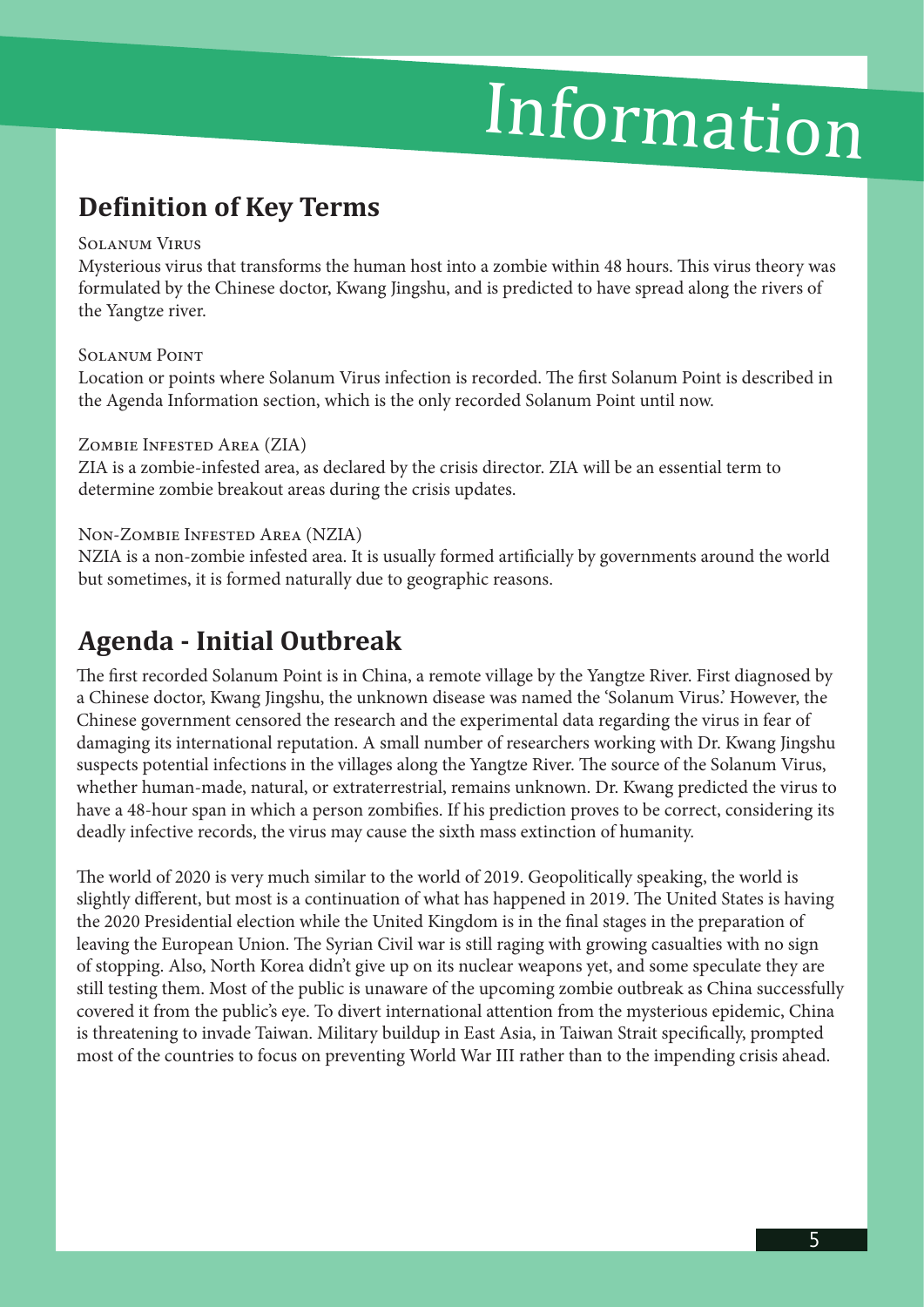# Information

## Definition of Key Terms

Solanum Virus

Mysterious virus that transforms the human host into a zombie within 48 hours. This virus theory was formulated by the Chinese doctor, Kwang Jingshu, and is predicted to have spread along the rivers of the Yangtze river.

Solanum Point

Location or points where Solanum Virus infection is recorded. The first Solanum Point is described in the Agenda Information section, which is the only recorded Solanum Point until now.

Zombie Infested Area (ZIA)

ZIA is a zombie-infested area, as declared by the crisis director. ZIA will be an essential term to determine zombie breakout areas during the crisis updates.

Non-Zombie Infested Area (NZIA)

NZIA is a non-zombie infested area. It is usually formed artificially by governments around the world but sometimes, it is formed naturally due to geographic reasons.

## Agenda - Initial Outbreak

The first recorded Solanum Point is in China, a remote village by the Yangtze River. First diagnosed by a Chinese doctor, Kwang Jingshu, the unknown disease was named the 'Solanum Virus.' However, the Chinese government censored the research and the experimental data regarding the virus in fear of damaging its international reputation. A small number of researchers working with Dr. Kwang Jingshu suspects potential infections in the villages along the Yangtze River. The source of the Solanum Virus, whether human-made, natural, or extraterrestrial, remains unknown. Dr. Kwang predicted the virus to have a 48-hour span in which a person zombifies. If his prediction proves to be correct, considering its deadly infective records, the virus may cause the sixth mass extinction of humanity.

The world of 2020 is very much similar to the world of 2019. Geopolitically speaking, the world is slightly different, but most is a continuation of what has happened in 2019. The United States is having the 2020 Presidential election while the United Kingdom is in the final stages in the preparation of leaving the European Union. The Syrian Civil war is still raging with growing casualties with no sign of stopping. Also, North Korea didn't give up on its nuclear weapons yet, and some speculate they are still testing them. Most of the public is unaware of the upcoming zombie outbreak as China successfully covered it from the public's eye. To divert international attention from the mysterious epidemic, China is threatening to invade Taiwan. Military buildup in East Asia, in Taiwan Strait specifically, prompted most of the countries to focus on preventing World War III rather than to the impending crisis ahead.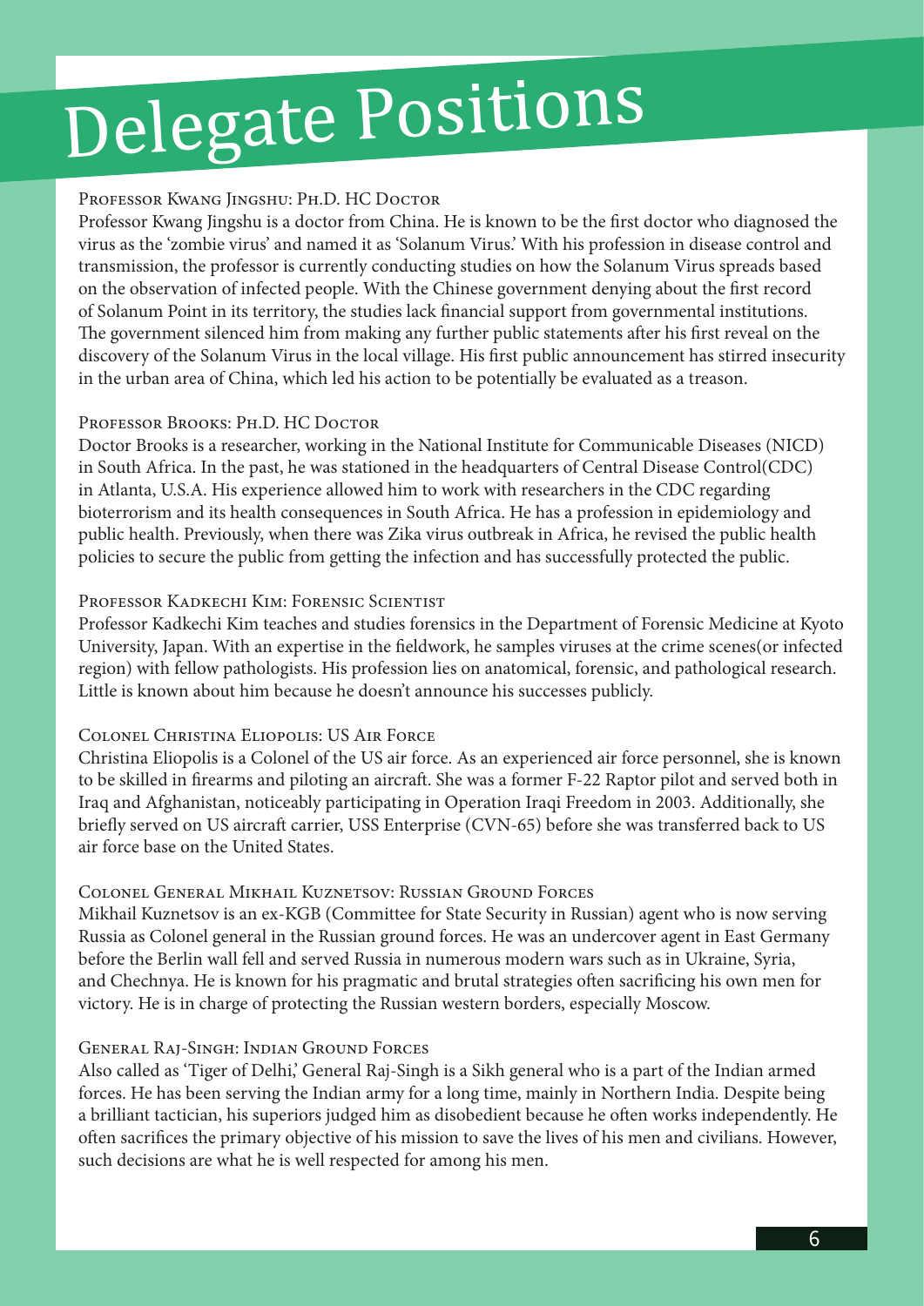# Delegate Positions

### Professor Kwang Jingshu: Ph.D. HC Doctor

Professor Kwang Jingshu is a doctor from China. He is known to be the first doctor who diagnosed the virus as the 'zombie virus' and named it as 'Solanum Virus.' With his profession in disease control and transmission, the professor is currently conducting studies on how the Solanum Virus spreads based on the observation of infected people. With the Chinese government denying about the first record of Solanum Point in its territory, the studies lack financial support from governmental institutions. The government silenced him from making any further public statements after his first reveal on the discovery of the Solanum Virus in the local village. His first public announcement has stirred insecurity in the urban area of China, which led his action to be potentially be evaluated as a treason.

### Professor Brooks: Ph.D. HC Doctor

Doctor Brooks is a researcher, working in the National Institute for Communicable Diseases (NICD) in South Africa. In the past, he was stationed in the headquarters of Central Disease Control(CDC) in Atlanta, U.S.A. His experience allowed him to work with researchers in the CDC regarding bioterrorism and its health consequences in South Africa. He has a profession in epidemiology and public health. Previously, when there was Zika virus outbreak in Africa, he revised the public health policies to secure the public from getting the infection and has successfully protected the public.

### Professor Kadkechi Kim: Forensic Scientist

Professor Kadkechi Kim teaches and studies forensics in the Department of Forensic Medicine at Kyoto University, Japan. With an expertise in the fieldwork, he samples viruses at the crime scenes(or infected region) with fellow pathologists. His profession lies on anatomical, forensic, and pathological research. Little is known about him because he doesn't announce his successes publicly.

### Colonel Christina Eliopolis: US Air Force

Christina Eliopolis is a Colonel of the US air force. As an experienced air force personnel, she is known to be skilled in firearms and piloting an aircraft. She was a former F-22 Raptor pilot and served both in Iraq and Afghanistan, noticeably participating in Operation Iraqi Freedom in 2003. Additionally, she briefly served on US aircraft carrier, USS Enterprise (CVN-65) before she was transferred back to US air force base on the United States.

### Colonel General Mikhail Kuznetsov: Russian Ground Forces

Mikhail Kuznetsov is an ex-KGB (Committee for State Security in Russian) agent who is now serving Russia as Colonel general in the Russian ground forces. He was an undercover agent in East Germany before the Berlin wall fell and served Russia in numerous modern wars such as in Ukraine, Syria, and Chechnya. He is known for his pragmatic and brutal strategies often sacrificing his own men for victory. He is in charge of protecting the Russian western borders, especially Moscow.

### General Raj-Singh: Indian Ground Forces

Also called as 'Tiger of Delhi,' General Raj-Singh is a Sikh general who is a part of the Indian armed forces. He has been serving the Indian army for a long time, mainly in Northern India. Despite being a brilliant tactician, his superiors judged him as disobedient because he often works independently. He often sacrifices the primary objective of his mission to save the lives of his men and civilians. However, such decisions are what he is well respected for among his men.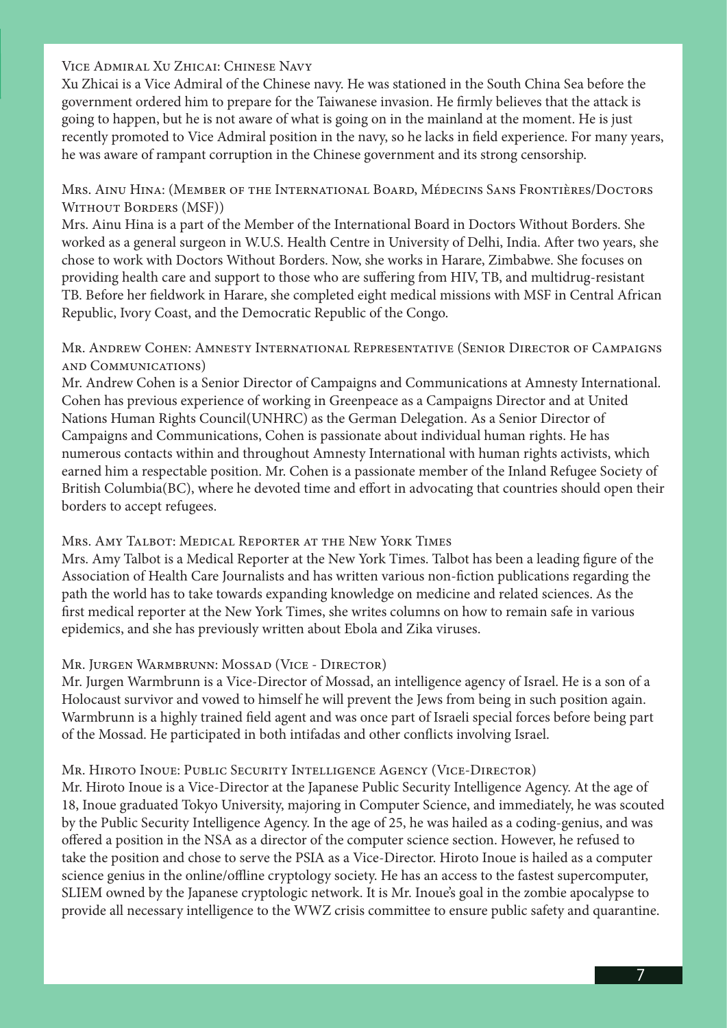### Vice Admiral Xu Zhicai: Chinese Navy

Xu Zhicai is a Vice Admiral of the Chinese navy. He was stationed in the South China Sea before the government ordered him to prepare for the Taiwanese invasion. He firmly believes that the attack is going to happen, but he is not aware of what is going on in the mainland at the moment. He is just recently promoted to Vice Admiral position in the navy, so he lacks in field experience. For many years, he was aware of rampant corruption in the Chinese government and its strong censorship.

### Mrs. Ainu Hina: (Member of the International Board, Médecins Sans Frontières/Doctors Without Borders (MSF))

Mrs. Ainu Hina is a part of the Member of the International Board in Doctors Without Borders. She worked as a general surgeon in W.U.S. Health Centre in University of Delhi, India. After two years, she chose to work with Doctors Without Borders. Now, she works in Harare, Zimbabwe. She focuses on providing health care and support to those who are suffering from HIV, TB, and multidrug-resistant TB. Before her fieldwork in Harare, she completed eight medical missions with MSF in Central African Republic, Ivory Coast, and the Democratic Republic of the Congo.

### Mr. Andrew Cohen: Amnesty International Representative (Senior Director of Campaigns and Communications)

Mr. Andrew Cohen is a Senior Director of Campaigns and Communications at Amnesty International. Cohen has previous experience of working in Greenpeace as a Campaigns Director and at United Nations Human Rights Council(UNHRC) as the German Delegation. As a Senior Director of Campaigns and Communications, Cohen is passionate about individual human rights. He has numerous contacts within and throughout Amnesty International with human rights activists, which earned him a respectable position. Mr. Cohen is a passionate member of the Inland Refugee Society of British Columbia(BC), where he devoted time and effort in advocating that countries should open their borders to accept refugees.

### Mrs. Amy Talbot: Medical Reporter at the New York Times

Mrs. Amy Talbot is a Medical Reporter at the New York Times. Talbot has been a leading figure of the Association of Health Care Journalists and has written various non-fiction publications regarding the path the world has to take towards expanding knowledge on medicine and related sciences. As the first medical reporter at the New York Times, she writes columns on how to remain safe in various epidemics, and she has previously written about Ebola and Zika viruses.

### Mr. Jurgen Warmbrunn: Mossad (Vice - Director)

Mr. Jurgen Warmbrunn is a Vice-Director of Mossad, an intelligence agency of Israel. He is a son of a Holocaust survivor and vowed to himself he will prevent the Jews from being in such position again. Warmbrunn is a highly trained field agent and was once part of Israeli special forces before being part of the Mossad. He participated in both intifadas and other conflicts involving Israel.

### Mr. Hiroto Inoue: Public Security Intelligence Agency (Vice-Director)

Mr. Hiroto Inoue is a Vice-Director at the Japanese Public Security Intelligence Agency. At the age of 18, Inoue graduated Tokyo University, majoring in Computer Science, and immediately, he was scouted by the Public Security Intelligence Agency. In the age of 25, he was hailed as a coding-genius, and was offered a position in the NSA as a director of the computer science section. However, he refused to take the position and chose to serve the PSIA as a Vice-Director. Hiroto Inoue is hailed as a computer science genius in the online/offline cryptology society. He has an access to the fastest supercomputer, SLIEM owned by the Japanese cryptologic network. It is Mr. Inoue's goal in the zombie apocalypse to provide all necessary intelligence to the WWZ crisis committee to ensure public safety and quarantine.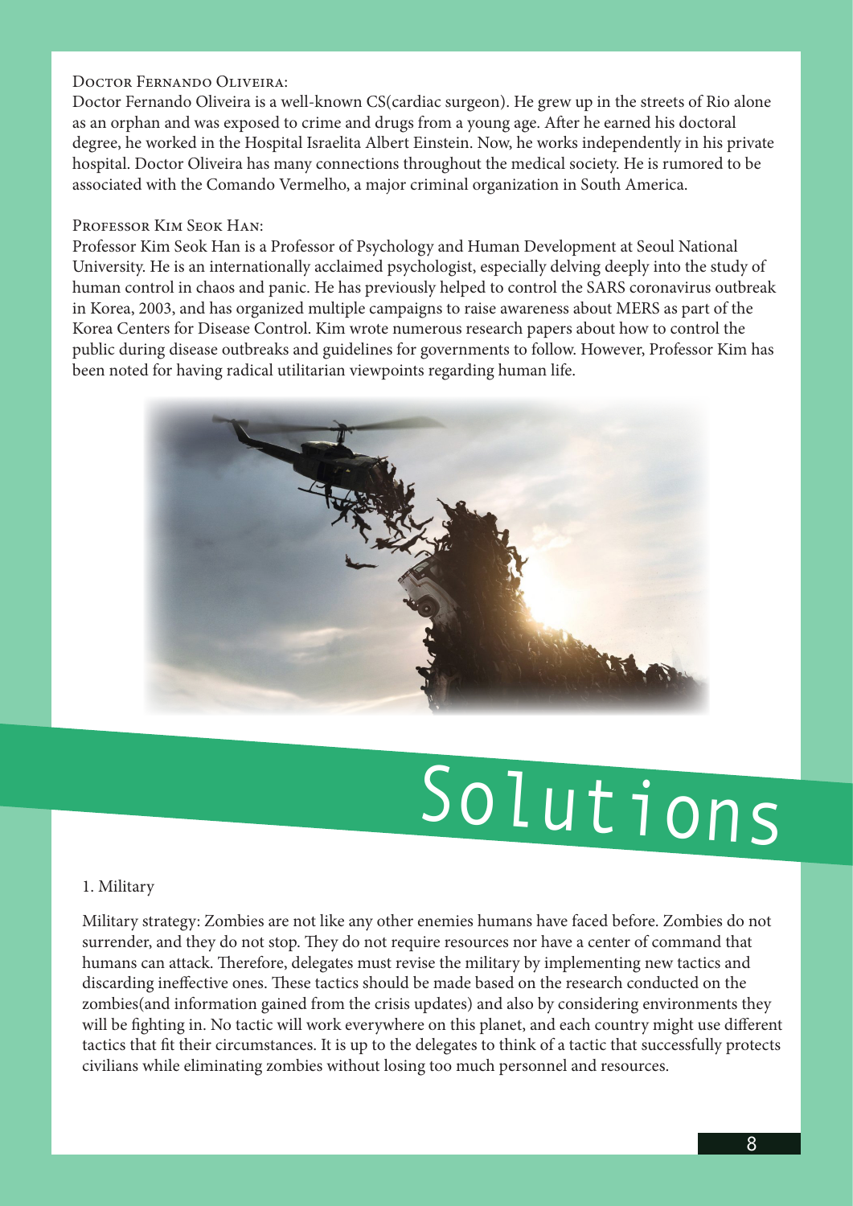Doctor Fernando Oliveira:

Doctor Fernando Oliveira is a well-known CS(cardiac surgeon). He grew up in the streets of Rio alone as an orphan and was exposed to crime and drugs from a young age. After he earned his doctoral degree, he worked in the Hospital Israelita Albert Einstein. Now, he works independently in his private hospital. Doctor Oliveira has many connections throughout the medical society. He is rumored to be associated with the Comando Vermelho, a major criminal organization in South America.

Professor Kim Seok Han:

Professor Kim Seok Han is a Professor of Psychology and Human Development at Seoul National University. He is an internationally acclaimed psychologist, especially delving deeply into the study of human control in chaos and panic. He has previously helped to control the SARS coronavirus outbreak in Korea, 2003, and has organized multiple campaigns to raise awareness about MERS as part of the Korea Centers for Disease Control. Kim wrote numerous research papers about how to control the public during disease outbreaks and guidelines for governments to follow. However, Professor Kim has been noted for having radical utilitarian viewpoints regarding human life.

# Solutions

1. Military

Military strategy: Zombies are not like any other enemies humans have faced before. Zombies do not surrender, and they do not stop. They do not require resources nor have a center of command that humans can attack. Therefore, delegates must revise the military by implementing new tactics and discarding ineffective ones. These tactics should be made based on the research conducted on the zombies(and information gained from the crisis updates) and also by considering environments they will be fighting in. No tactic will work everywhere on this planet, and each country might use different tactics that fit their circumstances. It is up to the delegates to think of a tactic that successfully protects civilians while eliminating zombies without losing too much personnel and resources.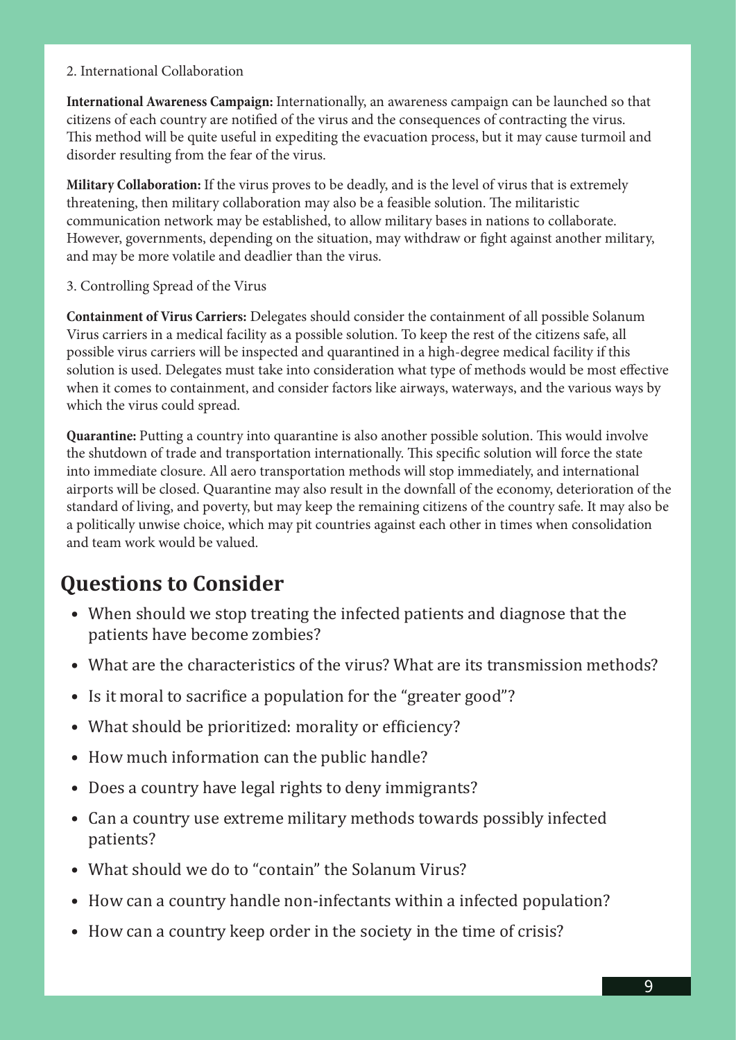2. International Collaboration

**International Awareness Campaign:** Internationally, an awareness campaign can be launched so that citizens of each country are notified of the virus and the consequences of contracting the virus. This method will be quite useful in expediting the evacuation process, but it may cause turmoil and disorder resulting from the fear of the virus.

**Military Collaboration:** If the virus proves to be deadly, and is the level of virus that is extremely threatening, then military collaboration may also be a feasible solution. The militaristic communication network may be established, to allow military bases in nations to collaborate. However, governments, depending on the situation, may withdraw or fight against another military, and may be more volatile and deadlier than the virus.

3. Controlling Spread of the Virus

**Containment of Virus Carriers:** Delegates should consider the containment of all possible Solanum Virus carriers in a medical facility as a possible solution. To keep the rest of the citizens safe, all possible virus carriers will be inspected and quarantined in a high-degree medical facility if this solution is used. Delegates must take into consideration what type of methods would be most effective when it comes to containment, and consider factors like airways, waterways, and the various ways by which the virus could spread.

**Quarantine:** Putting a country into quarantine is also another possible solution. This would involve the shutdown of trade and transportation internationally. This specific solution will force the state into immediate closure. All aero transportation methods will stop immediately, and international airports will be closed. Quarantine may also result in the downfall of the economy, deterioration of the standard of living, and poverty, but may keep the remaining citizens of the country safe. It may also be a politically unwise choice, which may pit countries against each other in times when consolidation and team work would be valued.

## Questions to Consider

- When should we stop treating the infected patients and diagnose that the patients have become zombies?
- What are the characteristics of the virus? What are its transmission methods?
- Is it moral to sacrifice a population for the "greater good"?
- What should be prioritized: morality or efficiency?
- How much information can the public handle?
- Does a country have legal rights to deny immigrants?
- Can a country use extreme military methods towards possibly infected patients?
- What should we do to "contain" the Solanum Virus?
- How can a country handle non-infectants within a infected population?
- How can a country keep order in the society in the time of crisis?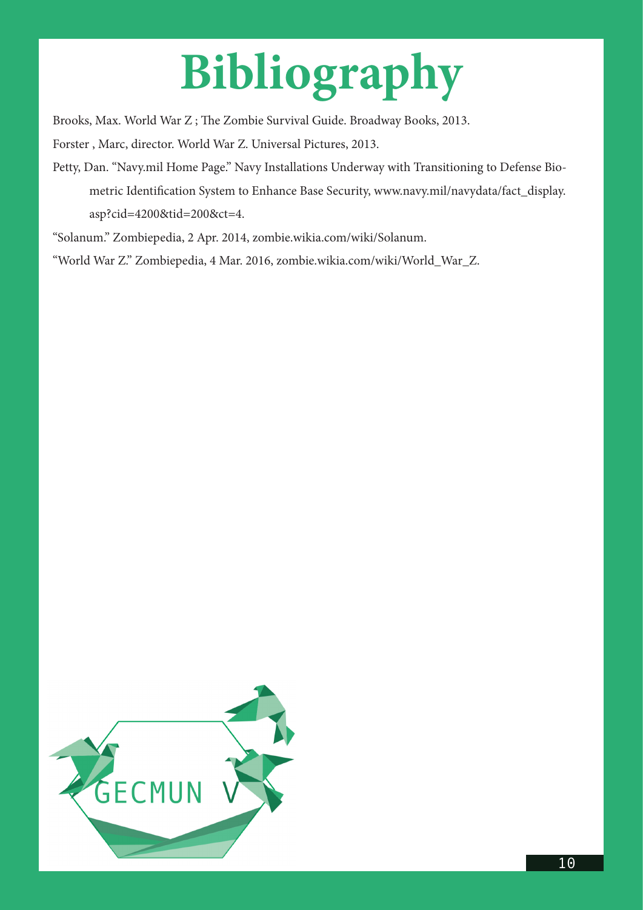# Bibliography

Brooks, Max. World War Z ; The Zombie Survival Guide. Broadway Books, 2013.

Forster , Marc, director. World War Z. Universal Pictures, 2013.

Petty, Dan. "Navy.mil Home Page." Navy Installations Underway with Transitioning to Defense Biometric Identification System to Enhance Base Security, www.navy.mil/navydata/fact_display.asp?cid=4200&tid=200&ct=4.

"Solanum." Zombiepedia, 2 Apr. 2014, zombie.wikia.com/wiki/Solanum.

"World War Z." Zombiepedia, 4 Mar. 2016, zombie.wikia.com/wiki/World_War_Z.

GECMUN V